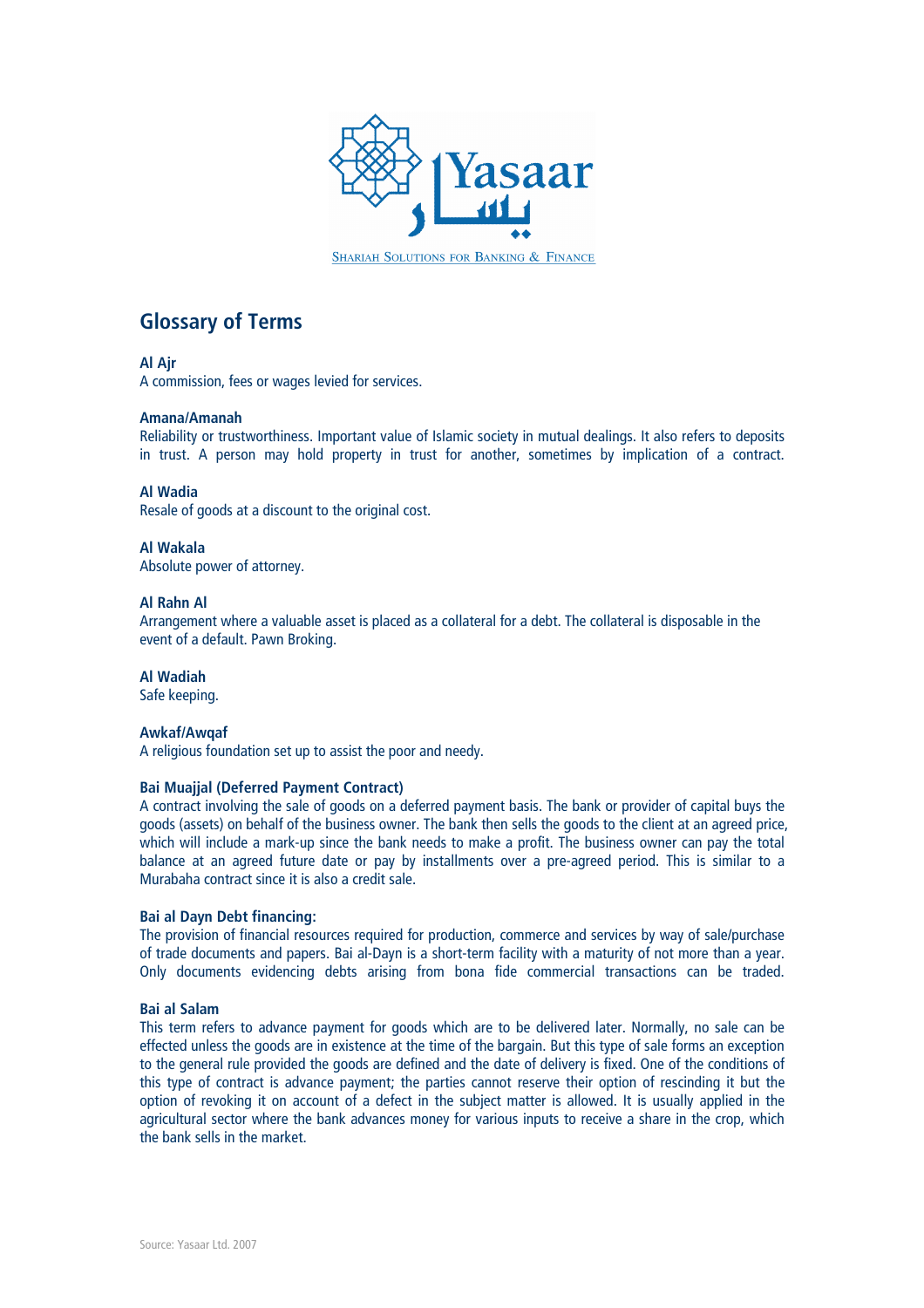Yasaar

يسار

SHARIAH SOLUTIONS FOR BANKING & FINANCE

# Glossary of Terms

**Al Ajr**
A commission, fees or wages levied for services.

**Amana/Amanah**
Reliability or trustworthiness. Important value of Islamic society in mutual dealings. It also refers to deposits in trust. A person may hold property in trust for another, sometimes by implication of a contract.

**Al Wadia**
Resale of goods at a discount to the original cost.

**Al Wakala**
Absolute power of attorney.

**Al Rahn Al**
Arrangement where a valuable asset is placed as a collateral for a debt. The collateral is disposable in the event of a default. Pawn Broking.

**Al Wadiah**
Safe keeping.

**Awkaf/Awqaf**
A religious foundation set up to assist the poor and needy.

**Bai Muajjal (Deferred Payment Contract)**
A contract involving the sale of goods on a deferred payment basis. The bank or provider of capital buys the goods (assets) on behalf of the business owner. The bank then sells the goods to the client at an agreed price, which will include a mark-up since the bank needs to make a profit. The business owner can pay the total balance at an agreed future date or pay by installments over a pre-agreed period. This is similar to a Murabaha contract since it is also a credit sale.

**Bai al Dayn Debt financing:**
The provision of financial resources required for production, commerce and services by way of sale/purchase of trade documents and papers. Bai al-Dayn is a short-term facility with a maturity of not more than a year. Only documents evidencing debts arising from bona fide commercial transactions can be traded.

**Bai al Salam**
This term refers to advance payment for goods which are to be delivered later. Normally, no sale can be effected unless the goods are in existence at the time of the bargain. But this type of sale forms an exception to the general rule provided the goods are defined and the date of delivery is fixed. One of the conditions of this type of contract is advance payment; the parties cannot reserve their option of rescinding it but the option of revoking it on account of a defect in the subject matter is allowed. It is usually applied in the agricultural sector where the bank advances money for various inputs to receive a share in the crop, which the bank sells in the market.

Source: Yasaar Ltd. 2007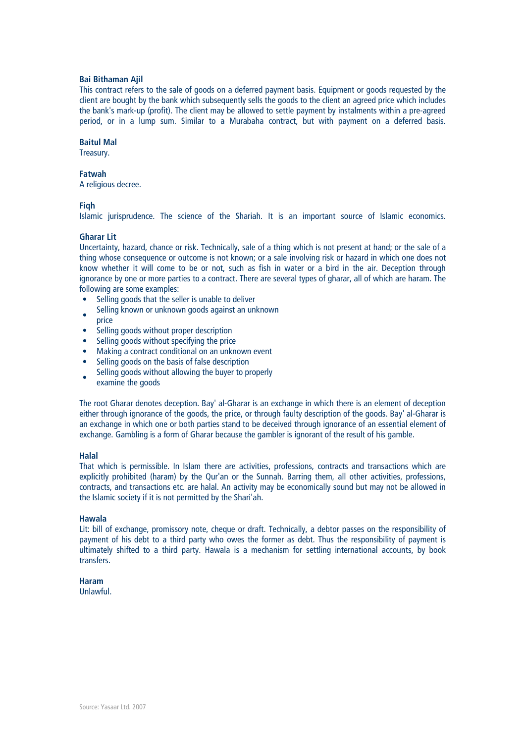**Bai Bithaman Ajil**

This contract refers to the sale of goods on a deferred payment basis. Equipment or goods requested by the client are bought by the bank which subsequently sells the goods to the client an agreed price which includes the bank's mark-up (profit). The client may be allowed to settle payment by instalments within a pre-agreed period, or in a lump sum. Similar to a Murabaha contract, but with payment on a deferred basis.

**Baitul Mal**

Treasury.

**Fatwah**

A religious decree.

**Fiqh**

Islamic jurisprudence. The science of the Shariah. It is an important source of Islamic economics.

**Gharar Lit**

Uncertainty, hazard, chance or risk. Technically, sale of a thing which is not present at hand; or the sale of a thing whose consequence or outcome is not known; or a sale involving risk or hazard in which one does not know whether it will come to be or not, such as fish in water or a bird in the air. Deception through ignorance by one or more parties to a contract. There are several types of gharar, all of which are haram. The following are some examples:

- Selling goods that the seller is unable to deliver
- Selling known or unknown goods against an unknown price
- Selling goods without proper description
- Selling goods without specifying the price
- Making a contract conditional on an unknown event
- Selling goods on the basis of false description
- Selling goods without allowing the buyer to properly examine the goods

The root Gharar denotes deception. Bay' al-Gharar is an exchange in which there is an element of deception either through ignorance of the goods, the price, or through faulty description of the goods. Bay' al-Gharar is an exchange in which one or both parties stand to be deceived through ignorance of an essential element of exchange. Gambling is a form of Gharar because the gambler is ignorant of the result of his gamble.

**Halal**

That which is permissible. In Islam there are activities, professions, contracts and transactions which are explicitly prohibited (haram) by the Qur'an or the Sunnah. Barring them, all other activities, professions, contracts, and transactions etc. are halal. An activity may be economically sound but may not be allowed in the Islamic society if it is not permitted by the Shari'ah.

**Hawala**

Lit: bill of exchange, promissory note, cheque or draft. Technically, a debtor passes on the responsibility of payment of his debt to a third party who owes the former as debt. Thus the responsibility of payment is ultimately shifted to a third party. Hawala is a mechanism for settling international accounts, by book transfers.

**Haram**

Unlawful.

Source: Yasaar Ltd. 2007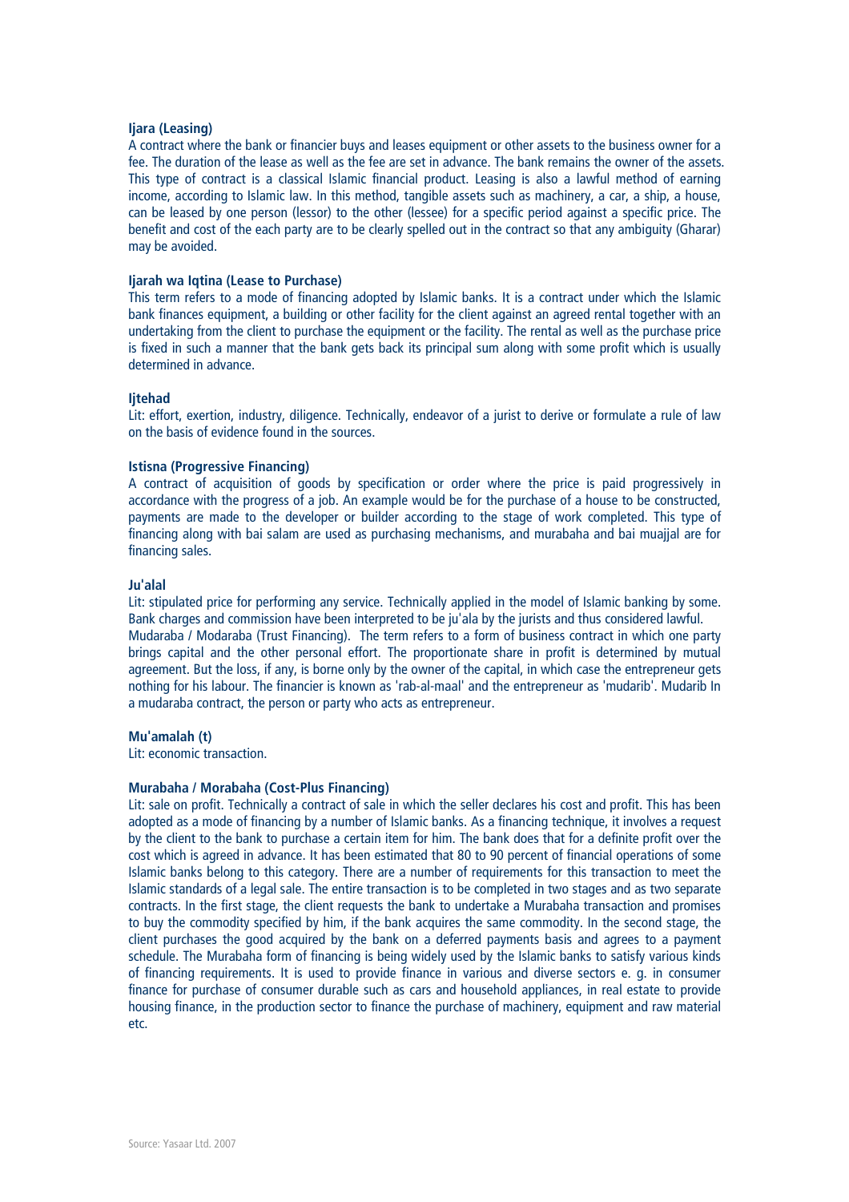**Ijara (Leasing)**
A contract where the bank or financier buys and leases equipment or other assets to the business owner for a fee. The duration of the lease as well as the fee are set in advance. The bank remains the owner of the assets. This type of contract is a classical Islamic financial product. Leasing is also a lawful method of earning income, according to Islamic law. In this method, tangible assets such as machinery, a car, a ship, a house, can be leased by one person (lessor) to the other (lessee) for a specific period against a specific price. The benefit and cost of the each party are to be clearly spelled out in the contract so that any ambiguity (Gharar) may be avoided.

**Ijarah wa Iqtina (Lease to Purchase)**
This term refers to a mode of financing adopted by Islamic banks. It is a contract under which the Islamic bank finances equipment, a building or other facility for the client against an agreed rental together with an undertaking from the client to purchase the equipment or the facility. The rental as well as the purchase price is fixed in such a manner that the bank gets back its principal sum along with some profit which is usually determined in advance.

**Ijtehad**
Lit: effort, exertion, industry, diligence. Technically, endeavor of a jurist to derive or formulate a rule of law on the basis of evidence found in the sources.

**Istisna (Progressive Financing)**
A contract of acquisition of goods by specification or order where the price is paid progressively in accordance with the progress of a job. An example would be for the purchase of a house to be constructed, payments are made to the developer or builder according to the stage of work completed. This type of financing along with bai salam are used as purchasing mechanisms, and murabaha and bai muajjal are for financing sales.

**Ju'alal**
Lit: stipulated price for performing any service. Technically applied in the model of Islamic banking by some. Bank charges and commission have been interpreted to be ju'ala by the jurists and thus considered lawful.
Mudaraba / Modaraba (Trust Financing). The term refers to a form of business contract in which one party brings capital and the other personal effort. The proportionate share in profit is determined by mutual agreement. But the loss, if any, is borne only by the owner of the capital, in which case the entrepreneur gets nothing for his labour. The financier is known as 'rab-al-maal' and the entrepreneur as 'mudarib'. Mudarib In a mudaraba contract, the person or party who acts as entrepreneur.

**Mu'amalah (t)**
Lit: economic transaction.

**Murabaha / Morabaha (Cost-Plus Financing)**
Lit: sale on profit. Technically a contract of sale in which the seller declares his cost and profit. This has been adopted as a mode of financing by a number of Islamic banks. As a financing technique, it involves a request by the client to the bank to purchase a certain item for him. The bank does that for a definite profit over the cost which is agreed in advance. It has been estimated that 80 to 90 percent of financial operations of some Islamic banks belong to this category. There are a number of requirements for this transaction to meet the Islamic standards of a legal sale. The entire transaction is to be completed in two stages and as two separate contracts. In the first stage, the client requests the bank to undertake a Murabaha transaction and promises to buy the commodity specified by him, if the bank acquires the same commodity. In the second stage, the client purchases the good acquired by the bank on a deferred payments basis and agrees to a payment schedule. The Murabaha form of financing is being widely used by the Islamic banks to satisfy various kinds of financing requirements. It is used to provide finance in various and diverse sectors e. g. in consumer finance for purchase of consumer durable such as cars and household appliances, in real estate to provide housing finance, in the production sector to finance the purchase of machinery, equipment and raw material etc.

Source: Yasaar Ltd. 2007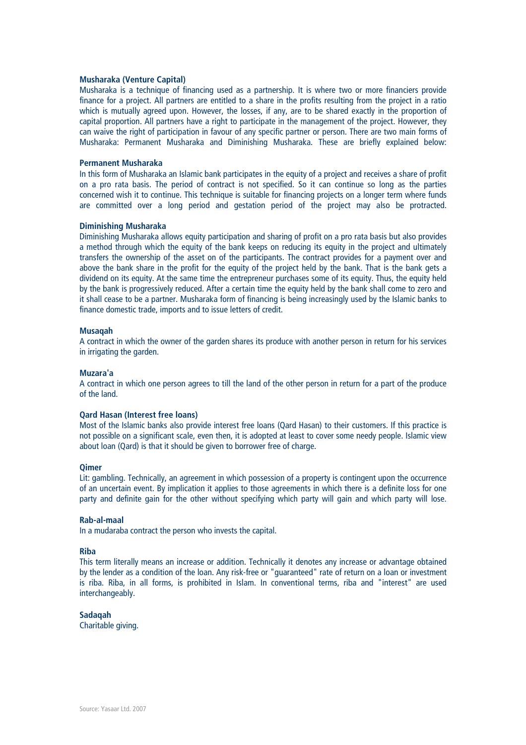**Musharaka (Venture Capital)**
Musharaka is a technique of financing used as a partnership. It is where two or more financiers provide finance for a project. All partners are entitled to a share in the profits resulting from the project in a ratio which is mutually agreed upon. However, the losses, if any, are to be shared exactly in the proportion of capital proportion. All partners have a right to participate in the management of the project. However, they can waive the right of participation in favour of any specific partner or person. There are two main forms of Musharaka: Permanent Musharaka and Diminishing Musharaka. These are briefly explained below:

**Permanent Musharaka**
In this form of Musharaka an Islamic bank participates in the equity of a project and receives a share of profit on a pro rata basis. The period of contract is not specified. So it can continue so long as the parties concerned wish it to continue. This technique is suitable for financing projects on a longer term where funds are committed over a long period and gestation period of the project may also be protracted.

**Diminishing Musharaka**
Diminishing Musharaka allows equity participation and sharing of profit on a pro rata basis but also provides a method through which the equity of the bank keeps on reducing its equity in the project and ultimately transfers the ownership of the asset on of the participants. The contract provides for a payment over and above the bank share in the profit for the equity of the project held by the bank. That is the bank gets a dividend on its equity. At the same time the entrepreneur purchases some of its equity. Thus, the equity held by the bank is progressively reduced. After a certain time the equity held by the bank shall come to zero and it shall cease to be a partner. Musharaka form of financing is being increasingly used by the Islamic banks to finance domestic trade, imports and to issue letters of credit.

**Musaqah**
A contract in which the owner of the garden shares its produce with another person in return for his services in irrigating the garden.

**Muzara'a**
A contract in which one person agrees to till the land of the other person in return for a part of the produce of the land.

**Qard Hasan (Interest free loans)**
Most of the Islamic banks also provide interest free loans (Qard Hasan) to their customers. If this practice is not possible on a significant scale, even then, it is adopted at least to cover some needy people. Islamic view about loan (Qard) is that it should be given to borrower free of charge.

**Qimer**
Lit: gambling. Technically, an agreement in which possession of a property is contingent upon the occurrence of an uncertain event. By implication it applies to those agreements in which there is a definite loss for one party and definite gain for the other without specifying which party will gain and which party will lose.

**Rab-al-maal**
In a mudaraba contract the person who invests the capital.

**Riba**
This term literally means an increase or addition. Technically it denotes any increase or advantage obtained by the lender as a condition of the loan. Any risk-free or "guaranteed" rate of return on a loan or investment is riba. Riba, in all forms, is prohibited in Islam. In conventional terms, riba and "interest" are used interchangeably.

**Sadaqah**
Charitable giving.

Source: Yasaar Ltd. 2007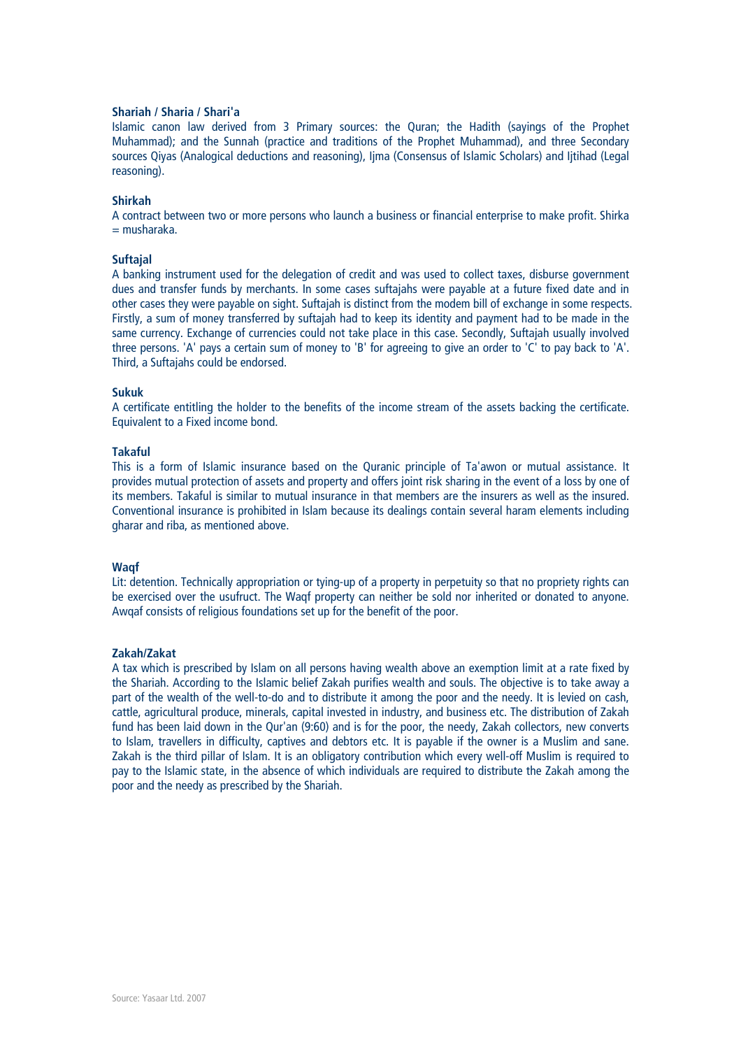**Shariah / Sharia / Shari'a**

Islamic canon law derived from 3 Primary sources: the Quran; the Hadith (sayings of the Prophet Muhammad); and the Sunnah (practice and traditions of the Prophet Muhammad), and three Secondary sources Qiyas (Analogical deductions and reasoning), Ijma (Consensus of Islamic Scholars) and Ijtihad (Legal reasoning).

**Shirkah**

A contract between two or more persons who launch a business or financial enterprise to make profit. Shirka = musharaka.

**Suftajal**

A banking instrument used for the delegation of credit and was used to collect taxes, disburse government dues and transfer funds by merchants. In some cases suftajahs were payable at a future fixed date and in other cases they were payable on sight. Suftajah is distinct from the modem bill of exchange in some respects. Firstly, a sum of money transferred by suftajah had to keep its identity and payment had to be made in the same currency. Exchange of currencies could not take place in this case. Secondly, Suftajah usually involved three persons. 'A' pays a certain sum of money to 'B' for agreeing to give an order to 'C' to pay back to 'A'. Third, a Suftajahs could be endorsed.

**Sukuk**

A certificate entitling the holder to the benefits of the income stream of the assets backing the certificate. Equivalent to a Fixed income bond.

**Takaful**

This is a form of Islamic insurance based on the Quranic principle of Ta'awon or mutual assistance. It provides mutual protection of assets and property and offers joint risk sharing in the event of a loss by one of its members. Takaful is similar to mutual insurance in that members are the insurers as well as the insured. Conventional insurance is prohibited in Islam because its dealings contain several haram elements including gharar and riba, as mentioned above.

**Waqf**

Lit: detention. Technically appropriation or tying-up of a property in perpetuity so that no propriety rights can be exercised over the usufruct. The Waqf property can neither be sold nor inherited or donated to anyone. Awqaf consists of religious foundations set up for the benefit of the poor.

**Zakah/Zakat**

A tax which is prescribed by Islam on all persons having wealth above an exemption limit at a rate fixed by the Shariah. According to the Islamic belief Zakah purifies wealth and souls. The objective is to take away a part of the wealth of the well-to-do and to distribute it among the poor and the needy. It is levied on cash, cattle, agricultural produce, minerals, capital invested in industry, and business etc. The distribution of Zakah fund has been laid down in the Qur'an (9:60) and is for the poor, the needy, Zakah collectors, new converts to Islam, travellers in difficulty, captives and debtors etc. It is payable if the owner is a Muslim and sane. Zakah is the third pillar of Islam. It is an obligatory contribution which every well-off Muslim is required to pay to the Islamic state, in the absence of which individuals are required to distribute the Zakah among the poor and the needy as prescribed by the Shariah.

Source: Yasaar Ltd. 2007